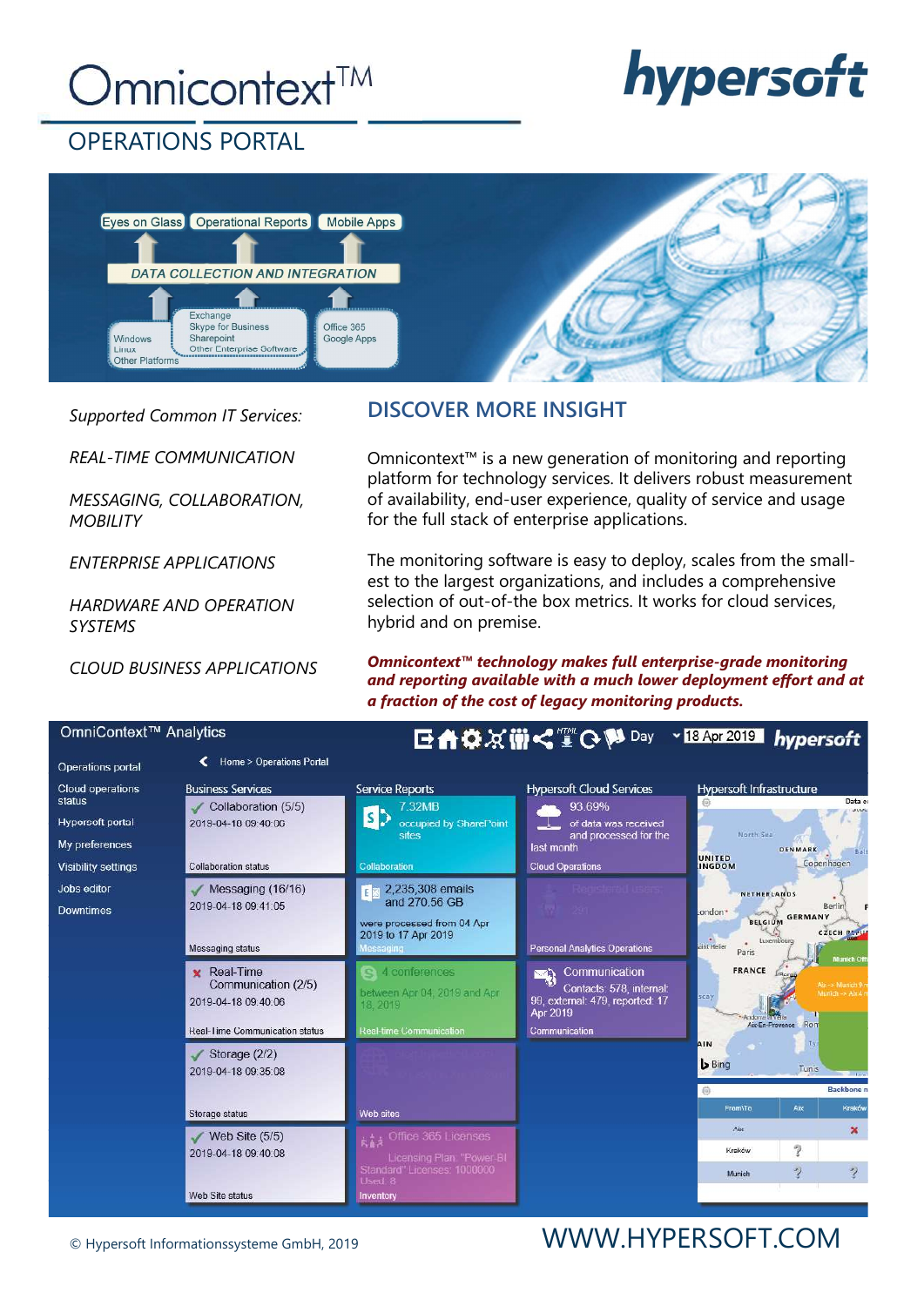# Omnicontext™

hypersoft

## OPERATIONS PORTAL

Eyes on Glass | Operational Reports | Mobile Apps

DATA COLLECTION AND INTEGRATION

Windows
Linux
Other Platforms

Exchange
Skype for Business
Sharepoint
Other Enterprise Software

Office 365
Google Apps

*Supported Common IT Services:*

*REAL-TIME COMMUNICATION*

*MESSAGING, COLLABORATION, MOBILITY*

*ENTERPRISE APPLICATIONS*

*HARDWARE AND OPERATION SYSTEMS*

*CLOUD BUSINESS APPLICATIONS*

## DISCOVER MORE INSIGHT

Omnicontext™ is a new generation of monitoring and reporting platform for technology services. It delivers robust measurement of availability, end-user experience, quality of service and usage for the full stack of enterprise applications.

The monitoring software is easy to deploy, scales from the smallest to the largest organizations, and includes a comprehensive selection of out-of-the box metrics. It works for cloud services, hybrid and on premise.

***Omnicontext™ technology makes full enterprise-grade monitoring and reporting available with a much lower deployment effort and at a fraction of the cost of legacy monitoring products.***

OmniContext™ Analytics — Day — 18 Apr 2019 — hypersoft

Operations portal
Cloud operations status
Hypersoft portal
My preferences
Visibility settings
Jobs editor
Downtimes

Home > Operations Portal

**Business Services**
- Collaboration (5/5) — 2019-04-18 09:40:06 — Collaboration status
- Messaging (16/16) — 2019-04-18 09:41:05 — Messaging status
- Real-Time Communication (2/5) — 2019-04-18 09:40:06 — Real-Time Communication status
- Storage (2/2) — 2019-04-18 09:35:08 — Storage status
- Web Site (5/5) — 2019-04-18 09:40:08 — Web Site status

**Service Reports**
- 7.32MB occupied by SharePoint sites — Collaboration
- 2,235,308 emails and 270.56 GB were processed from 04 Apr 2019 to 17 Apr 2019 — Messaging
- 4 conferences between Apr 04, 2019 and Apr 18, 2019 — Real-time Communication
- Web sites
- Office 365 Licenses — Licensing Plan: "Power-BI Standard" Licenses: 1000000 Used: 8 — Inventory

**Hypersoft Cloud Services**
- 93.69% of data was received and processed for the last month — Cloud Operations
- Registered users: 291 — Personal Analytics Operations
- Communication — Contacts: 578, internal: 99, external: 479, reported: 17 Apr 2019 — Communication

**Hypersoft Infrastructure**

| From\To | Aix | Kraków |
|---|---|---|
| Aix | | × |
| Kraków | ? | |
| Munich | ? | ? |

© Hypersoft Informationssysteme GmbH, 2019

WWW.HYPERSOFT.COM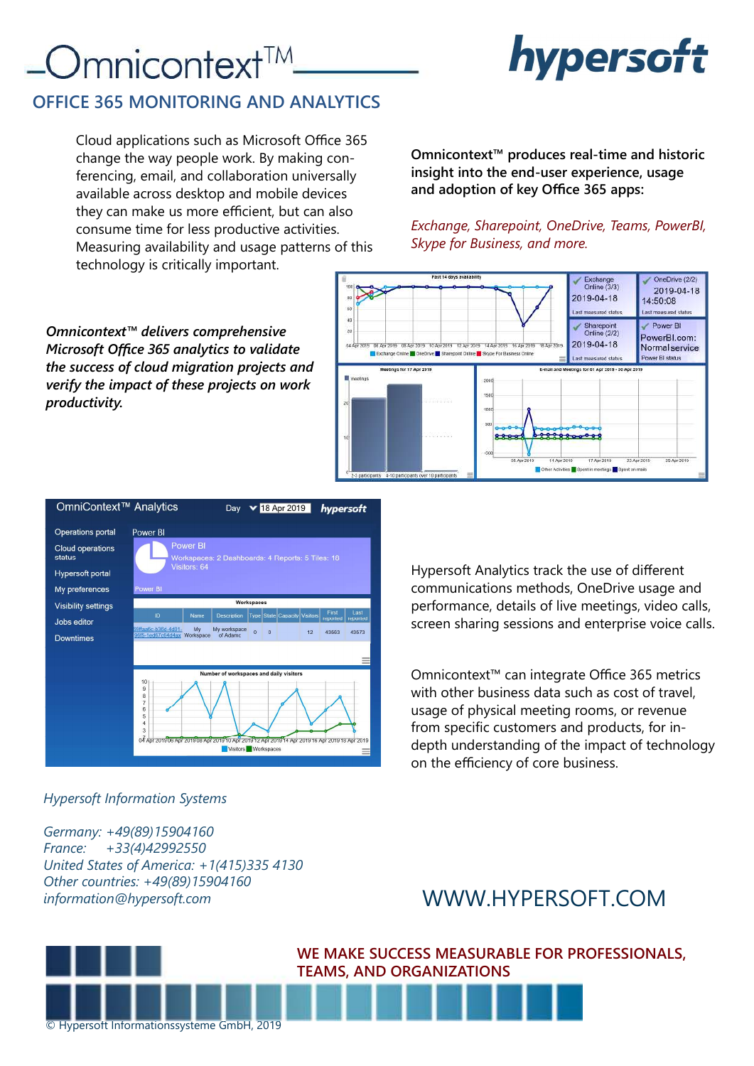# Omnicontext™

hypersoft

## OFFICE 365 MONITORING AND ANALYTICS

Cloud applications such as Microsoft Office 365 change the way people work. By making conferencing, email, and collaboration universally available across desktop and mobile devices they can make us more efficient, but can also consume time for less productive activities. Measuring availability and usage patterns of this technology is critically important.

***Omnicontext™ delivers comprehensive Microsoft Office 365 analytics to validate the success of cloud migration projects and verify the impact of these projects on work productivity.***

**Omnicontext™ produces real-time and historic insight into the end-user experience, usage and adoption of key Office 365 apps:**

*Exchange, Sharepoint, OneDrive, Teams, PowerBI, Skype for Business, and more.*

Hypersoft Analytics track the use of different communications methods, OneDrive usage and performance, details of live meetings, video calls, screen sharing sessions and enterprise voice calls.

Omnicontext™ can integrate Office 365 metrics with other business data such as cost of travel, usage of physical meeting rooms, or revenue from specific customers and products, for in-depth understanding of the impact of technology on the efficiency of core business.

*Hypersoft Information Systems*

*Germany: +49(89)15904160*
*France: +33(4)42992550*
*United States of America: +1(415)335 4130*
*Other countries: +49(89)15904160*
*information@hypersoft.com*

WWW.HYPERSOFT.COM

**WE MAKE SUCCESS MEASURABLE FOR PROFESSIONALS, TEAMS, AND ORGANIZATIONS**

© Hypersoft Informationssysteme GmbH, 2019